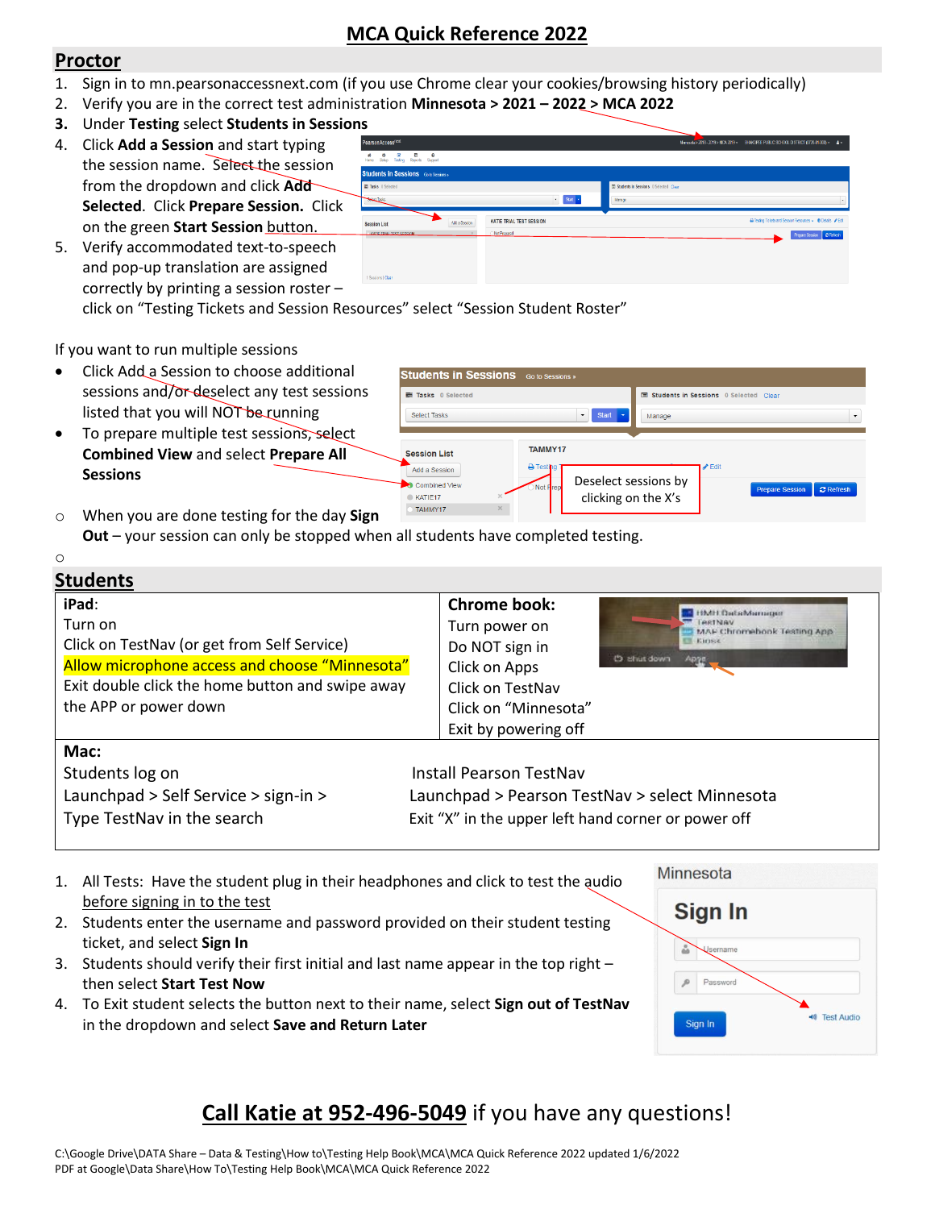# MCA Quick Reference 2022

## Proctor

1. Sign in to mn.pearsonaccessnext.com (if you use Chrome clear your cookies/browsing history periodically)
2. Verify you are in the correct test administration **Minnesota > 2021 – 2022 > MCA 2022**
3. Under **Testing** select **Students in Sessions**
4. Click **Add a Session** and start typing the session name. Select the session from the dropdown and click **Add Selected**. Click **Prepare Session.** Click on the green **Start Session** button.
5. Verify accommodated text-to-speech and pop-up translation are assigned correctly by printing a session roster – click on "Testing Tickets and Session Resources" select "Session Student Roster"

If you want to run multiple sessions

- Click Add a Session to choose additional sessions and/or deselect any test sessions listed that you will NOT be running
- To prepare multiple test sessions, select **Combined View** and select **Prepare All Sessions**

Deselect sessions by clicking on the X's

- When you are done testing for the day **Sign Out** – your session can only be stopped when all students have completed testing.

## Students

| **iPad**: | **Chrome book:** |
|---|---|
| Turn on<br>Click on TestNav (or get from Self Service)<br>Allow microphone access and choose "Minnesota"<br>Exit double click the home button and swipe away the APP or power down | Turn power on<br>Do NOT sign in<br>Click on Apps<br>Click on TestNav<br>Click on "Minnesota"<br>Exit by powering off |
| **Mac:**<br>Students log on<br>Launchpad > Self Service > sign-in ><br>Type TestNav in the search | Install Pearson TestNav<br>Launchpad > Pearson TestNav > select Minnesota<br>Exit "X" in the upper left hand corner or power off |

1. All Tests: Have the student plug in their headphones and click to test the audio before signing in to the test
2. Students enter the username and password provided on their student testing ticket, and select **Sign In**
3. Students should verify their first initial and last name appear in the top right – then select **Start Test Now**
4. To Exit student selects the button next to their name, select **Sign out of TestNav** in the dropdown and select **Save and Return Later**

**Call Katie at 952-496-5049** if you have any questions!

C:\Google Drive\DATA Share – Data & Testing\How to\Testing Help Book\MCA\MCA Quick Reference 2022 updated 1/6/2022
PDF at Google\Data Share\How To\Testing Help Book\MCA\MCA Quick Reference 2022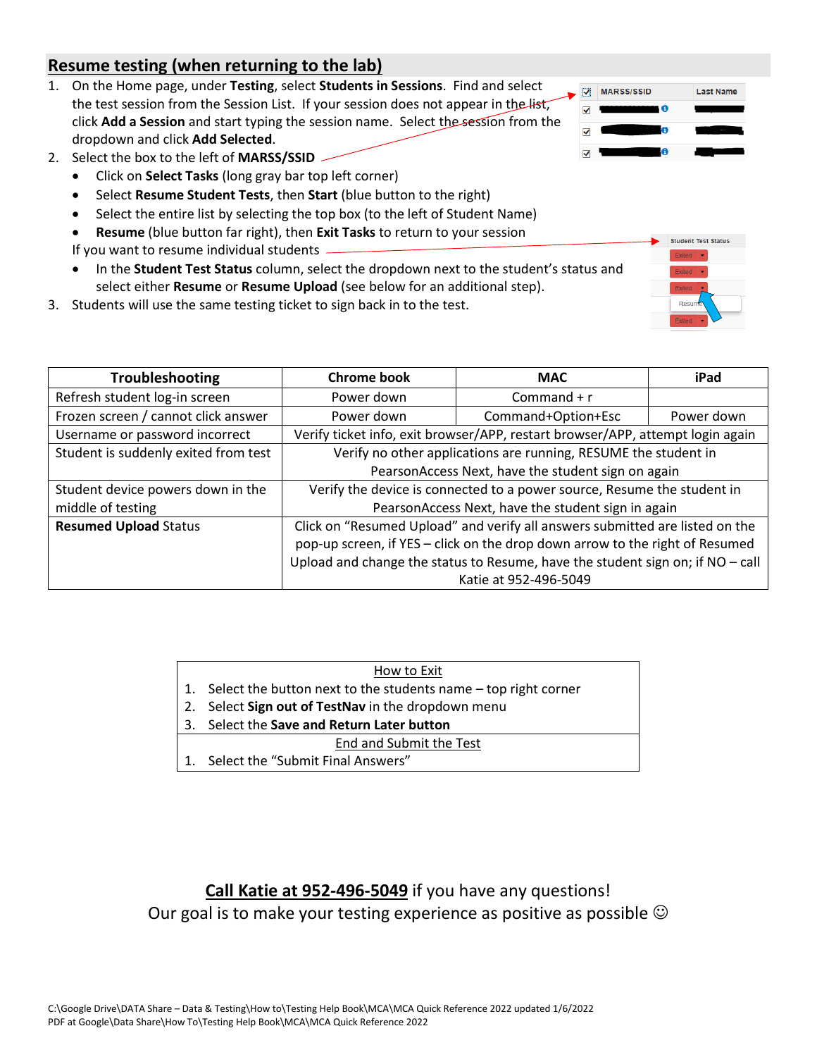## Resume testing (when returning to the lab)

1. On the Home page, under **Testing**, select **Students in Sessions**. Find and select the test session from the Session List. If your session does not appear in the list, click **Add a Session** and start typing the session name. Select the session from the dropdown and click **Add Selected**.
2. Select the box to the left of **MARSS/SSID**
   - Click on **Select Tasks** (long gray bar top left corner)
   - Select **Resume Student Tests**, then **Start** (blue button to the right)
   - Select the entire list by selecting the top box (to the left of Student Name)
   - **Resume** (blue button far right), then **Exit Tasks** to return to your session

   If you want to resume individual students
   - In the **Student Test Status** column, select the dropdown next to the student's status and select either **Resume** or **Resume Upload** (see below for an additional step).
3. Students will use the same testing ticket to sign back in to the test.

| Troubleshooting | Chrome book | MAC | iPad |
|---|---|---|---|
| Refresh student log-in screen | Power down | Command + r | |
| Frozen screen / cannot click answer | Power down | Command+Option+Esc | Power down |
| Username or password incorrect | Verify ticket info, exit browser/APP, restart browser/APP, attempt login again | | |
| Student is suddenly exited from test | Verify no other applications are running, RESUME the student in PearsonAccess Next, have the student sign on again | | |
| Student device powers down in the middle of testing | Verify the device is connected to a power source, Resume the student in PearsonAccess Next, have the student sign in again | | |
| **Resumed Upload** Status | Click on "Resumed Upload" and verify all answers submitted are listed on the pop-up screen, if YES – click on the drop down arrow to the right of Resumed Upload and change the status to Resume, have the student sign on; if NO – call Katie at 952-496-5049 | | |

| How to Exit |
|---|
| 1. Select the button next to the students name – top right corner<br>2. Select **Sign out of TestNav** in the dropdown menu<br>3. Select the **Save and Return Later button** |
| End and Submit the Test |
| 1. Select the "Submit Final Answers" |

**Call Katie at 952-496-5049** if you have any questions!
Our goal is to make your testing experience as positive as possible ☺

C:\Google Drive\DATA Share – Data & Testing\How to\Testing Help Book\MCA\MCA Quick Reference 2022 updated 1/6/2022
PDF at Google\Data Share\How To\Testing Help Book\MCA\MCA Quick Reference 2022